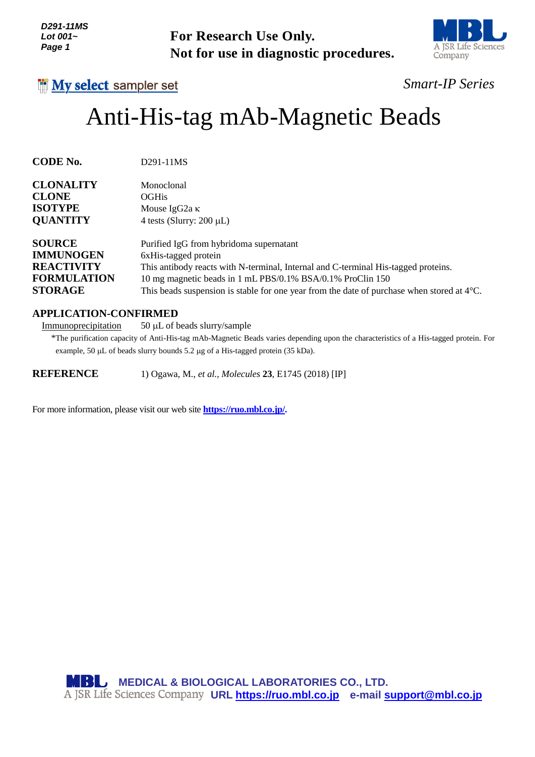**For Research Use Only.**
**Not for use in diagnostic procedures.**

My select sampler set

*Smart-IP Series*

# Anti-His-tag mAb-Magnetic Beads

| | |
|---|---|
| **CODE No.** | D291-11MS |
| **CLONALITY** | Monoclonal |
| **CLONE** | OGHis |
| **ISOTYPE** | Mouse IgG2a κ |
| **QUANTITY** | 4 tests (Slurry: 200 μL) |
| **SOURCE** | Purified IgG from hybridoma supernatant |
| **IMMUNOGEN** | 6xHis-tagged protein |
| **REACTIVITY** | This antibody reacts with N-terminal, Internal and C-terminal His-tagged proteins. |
| **FORMULATION** | 10 mg magnetic beads in 1 mL PBS/0.1% BSA/0.1% ProClin 150 |
| **STORAGE** | This beads suspension is stable for one year from the date of purchase when stored at 4°C. |

## APPLICATION-CONFIRMED

Immunoprecipitation 50 μL of beads slurry/sample

*The purification capacity of Anti-His-tag mAb-Magnetic Beads varies depending upon the characteristics of a His-tagged protein. For example, 50 μL of beads slurry bounds 5.2 μg of a His-tagged protein (35 kDa).

**REFERENCE** 1) Ogawa, M., *et al., Molecules* **23**, E1745 (2018) [IP]

For more information, please visit our web site **https://ruo.mbl.co.jp/.**

**MEDICAL & BIOLOGICAL LABORATORIES CO., LTD.**
A JSR Life Sciences Company **URL https://ruo.mbl.co.jp e-mail support@mbl.co.jp**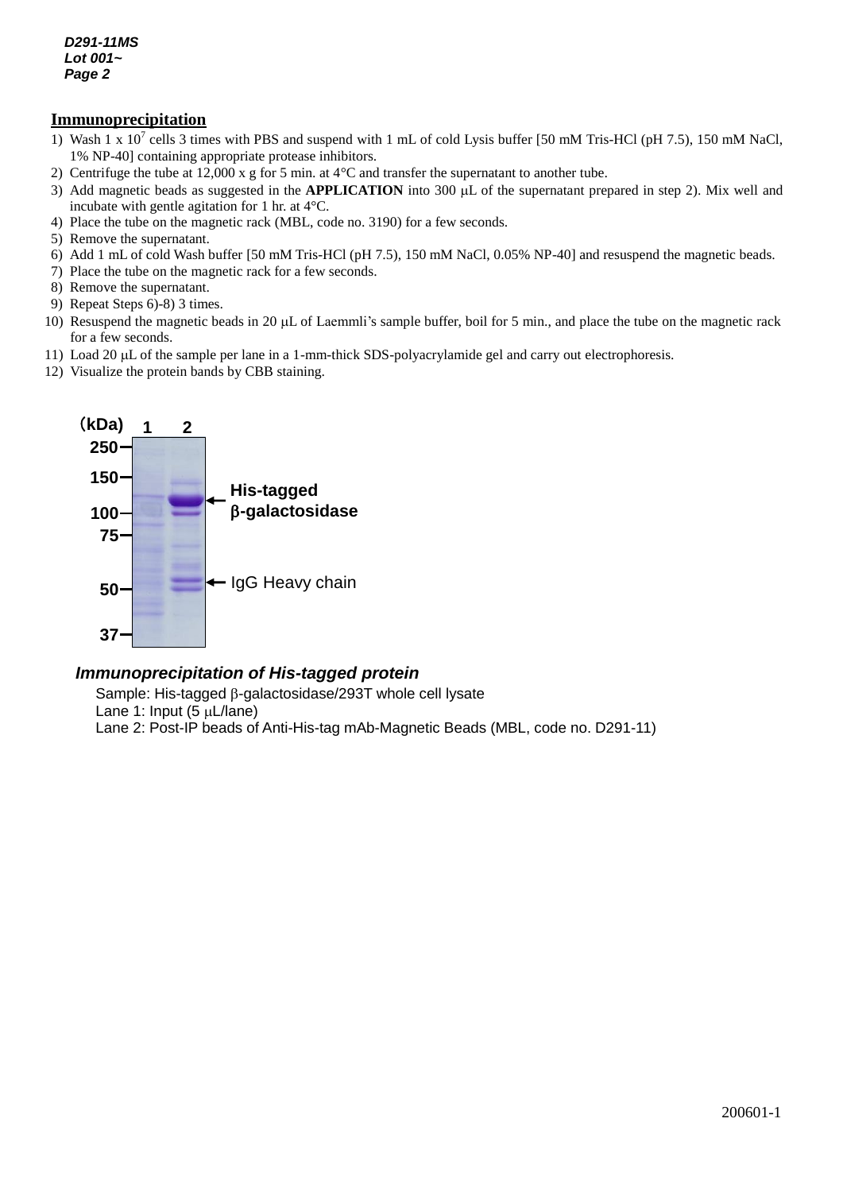## Immunoprecipitation

1) Wash 1 x $10^7$ cells 3 times with PBS and suspend with 1 mL of cold Lysis buffer [50 mM Tris-HCl (pH 7.5), 150 mM NaCl, 1% NP-40] containing appropriate protease inhibitors.
2) Centrifuge the tube at 12,000 x g for 5 min. at 4°C and transfer the supernatant to another tube.
3) Add magnetic beads as suggested in the **APPLICATION** into 300 μL of the supernatant prepared in step 2). Mix well and incubate with gentle agitation for 1 hr. at 4°C.
4) Place the tube on the magnetic rack (MBL, code no. 3190) for a few seconds.
5) Remove the supernatant.
6) Add 1 mL of cold Wash buffer [50 mM Tris-HCl (pH 7.5), 150 mM NaCl, 0.05% NP-40] and resuspend the magnetic beads.
7) Place the tube on the magnetic rack for a few seconds.
8) Remove the supernatant.
9) Repeat Steps 6)-8) 3 times.
10) Resuspend the magnetic beads in 20 μL of Laemmli's sample buffer, boil for 5 min., and place the tube on the magnetic rack for a few seconds.
11) Load 20 μL of the sample per lane in a 1-mm-thick SDS-polyacrylamide gel and carry out electrophoresis.
12) Visualize the protein bands by CBB staining.

(kDa)
1
2
250
150
100
75
50
37
His-tagged β-galactosidase
IgG Heavy chain

***Immunoprecipitation of His-tagged protein***

Sample: His-tagged β-galactosidase/293T whole cell lysate
Lane 1: Input (5 μL/lane)
Lane 2: Post-IP beads of Anti-His-tag mAb-Magnetic Beads (MBL, code no. D291-11)